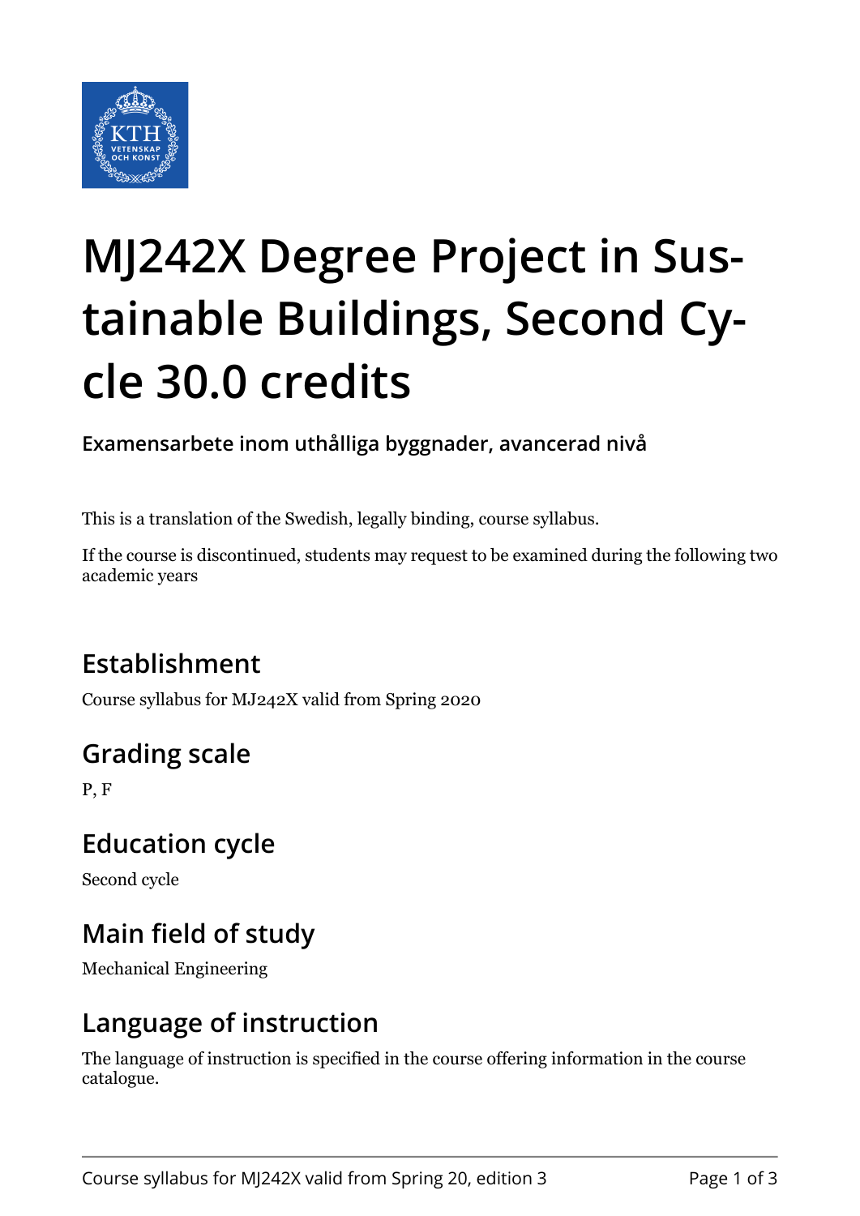# MJ242X Degree Project in Sustainable Buildings, Second Cycle 30.0 credits

**Examensarbete inom uthålliga byggnader, avancerad nivå**

This is a translation of the Swedish, legally binding, course syllabus.

If the course is discontinued, students may request to be examined during the following two academic years

## Establishment

Course syllabus for MJ242X valid from Spring 2020

## Grading scale

P, F

## Education cycle

Second cycle

## Main field of study

Mechanical Engineering

## Language of instruction

The language of instruction is specified in the course offering information in the course catalogue.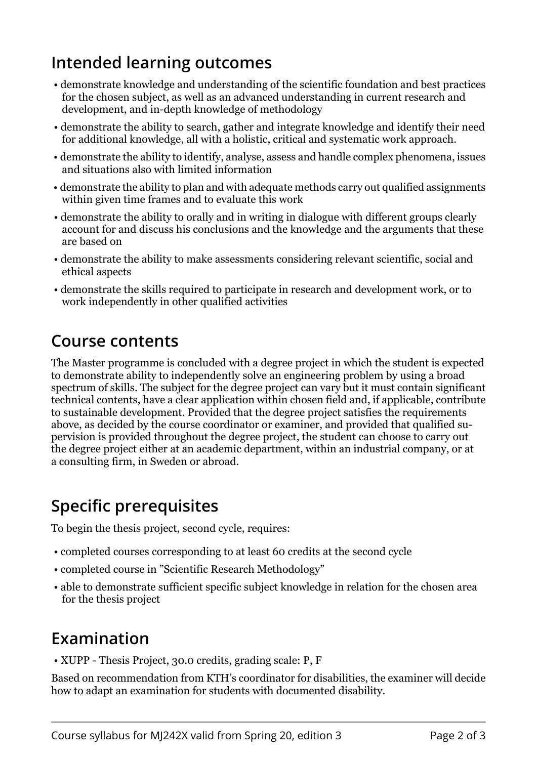## Intended learning outcomes

- demonstrate knowledge and understanding of the scientific foundation and best practices for the chosen subject, as well as an advanced understanding in current research and development, and in-depth knowledge of methodology
- demonstrate the ability to search, gather and integrate knowledge and identify their need for additional knowledge, all with a holistic, critical and systematic work approach.
- demonstrate the ability to identify, analyse, assess and handle complex phenomena, issues and situations also with limited information
- demonstrate the ability to plan and with adequate methods carry out qualified assignments within given time frames and to evaluate this work
- demonstrate the ability to orally and in writing in dialogue with different groups clearly account for and discuss his conclusions and the knowledge and the arguments that these are based on
- demonstrate the ability to make assessments considering relevant scientific, social and ethical aspects
- demonstrate the skills required to participate in research and development work, or to work independently in other qualified activities

## Course contents

The Master programme is concluded with a degree project in which the student is expected to demonstrate ability to independently solve an engineering problem by using a broad spectrum of skills. The subject for the degree project can vary but it must contain significant technical contents, have a clear application within chosen field and, if applicable, contribute to sustainable development. Provided that the degree project satisfies the requirements above, as decided by the course coordinator or examiner, and provided that qualified supervision is provided throughout the degree project, the student can choose to carry out the degree project either at an academic department, within an industrial company, or at a consulting firm, in Sweden or abroad.

## Specific prerequisites

To begin the thesis project, second cycle, requires:

- completed courses corresponding to at least 60 credits at the second cycle
- completed course in "Scientific Research Methodology"
- able to demonstrate sufficient specific subject knowledge in relation for the chosen area for the thesis project

## Examination

- XUPP - Thesis Project, 30.0 credits, grading scale: P, F

Based on recommendation from KTH's coordinator for disabilities, the examiner will decide how to adapt an examination for students with documented disability.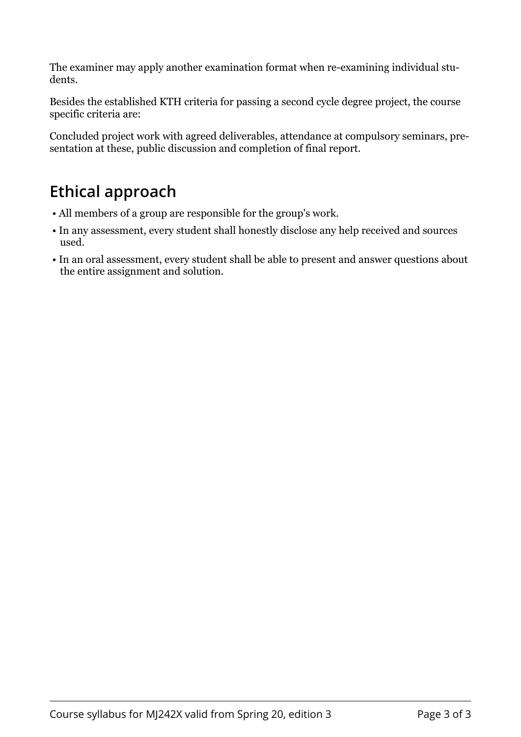The examiner may apply another examination format when re-examining individual students.

Besides the established KTH criteria for passing a second cycle degree project, the course specific criteria are:

Concluded project work with agreed deliverables, attendance at compulsory seminars, presentation at these, public discussion and completion of final report.

## Ethical approach

- All members of a group are responsible for the group's work.
- In any assessment, every student shall honestly disclose any help received and sources used.
- In an oral assessment, every student shall be able to present and answer questions about the entire assignment and solution.